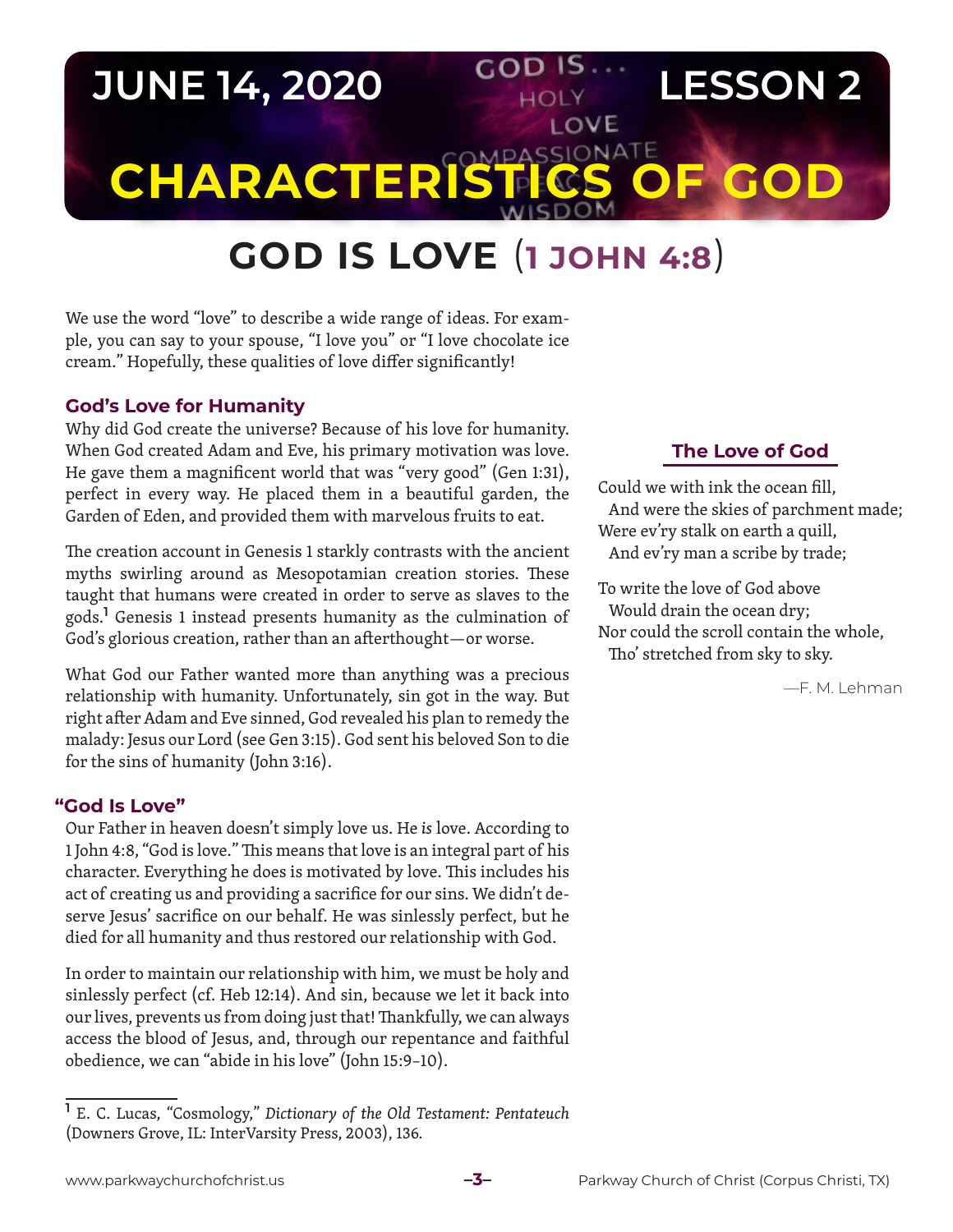# JUNE 14, 2020 — LESSON 2

# CHARACTERISTICS OF GOD

## GOD IS LOVE (1 JOHN 4:8)

We use the word "love" to describe a wide range of ideas. For example, you can say to your spouse, "I love you" or "I love chocolate ice cream." Hopefully, these qualities of love differ significantly!

### God's Love for Humanity

Why did God create the universe? Because of his love for humanity. When God created Adam and Eve, his primary motivation was love. He gave them a magnificent world that was "very good" (Gen 1:31), perfect in every way. He placed them in a beautiful garden, the Garden of Eden, and provided them with marvelous fruits to eat.

The creation account in Genesis 1 starkly contrasts with the ancient myths swirling around as Mesopotamian creation stories. These taught that humans were created in order to serve as slaves to the gods.[1] Genesis 1 instead presents humanity as the culmination of God's glorious creation, rather than an afterthought—or worse.

What God our Father wanted more than anything was a precious relationship with humanity. Unfortunately, sin got in the way. But right after Adam and Eve sinned, God revealed his plan to remedy the malady: Jesus our Lord (see Gen 3:15). God sent his beloved Son to die for the sins of humanity (John 3:16).

### "God Is Love"

Our Father in heaven doesn't simply love us. He *is* love. According to 1 John 4:8, "God is love." This means that love is an integral part of his character. Everything he does is motivated by love. This includes his act of creating us and providing a sacrifice for our sins. We didn't deserve Jesus' sacrifice on our behalf. He was sinlessly perfect, but he died for all humanity and thus restored our relationship with God.

In order to maintain our relationship with him, we must be holy and sinlessly perfect (cf. Heb 12:14). And sin, because we let it back into our lives, prevents us from doing just that! Thankfully, we can always access the blood of Jesus, and, through our repentance and faithful obedience, we can "abide in his love" (John 15:9–10).

### The Love of God

Could we with ink the ocean fill,
  And were the skies of parchment made;
Were ev'ry stalk on earth a quill,
  And ev'ry man a scribe by trade;

To write the love of God above
  Would drain the ocean dry;
Nor could the scroll contain the whole,
  Tho' stretched from sky to sky.

—F. M. Lehman

---

[1] E. C. Lucas, "Cosmology," *Dictionary of the Old Testament: Pentateuch* (Downers Grove, IL: InterVarsity Press, 2003), 136.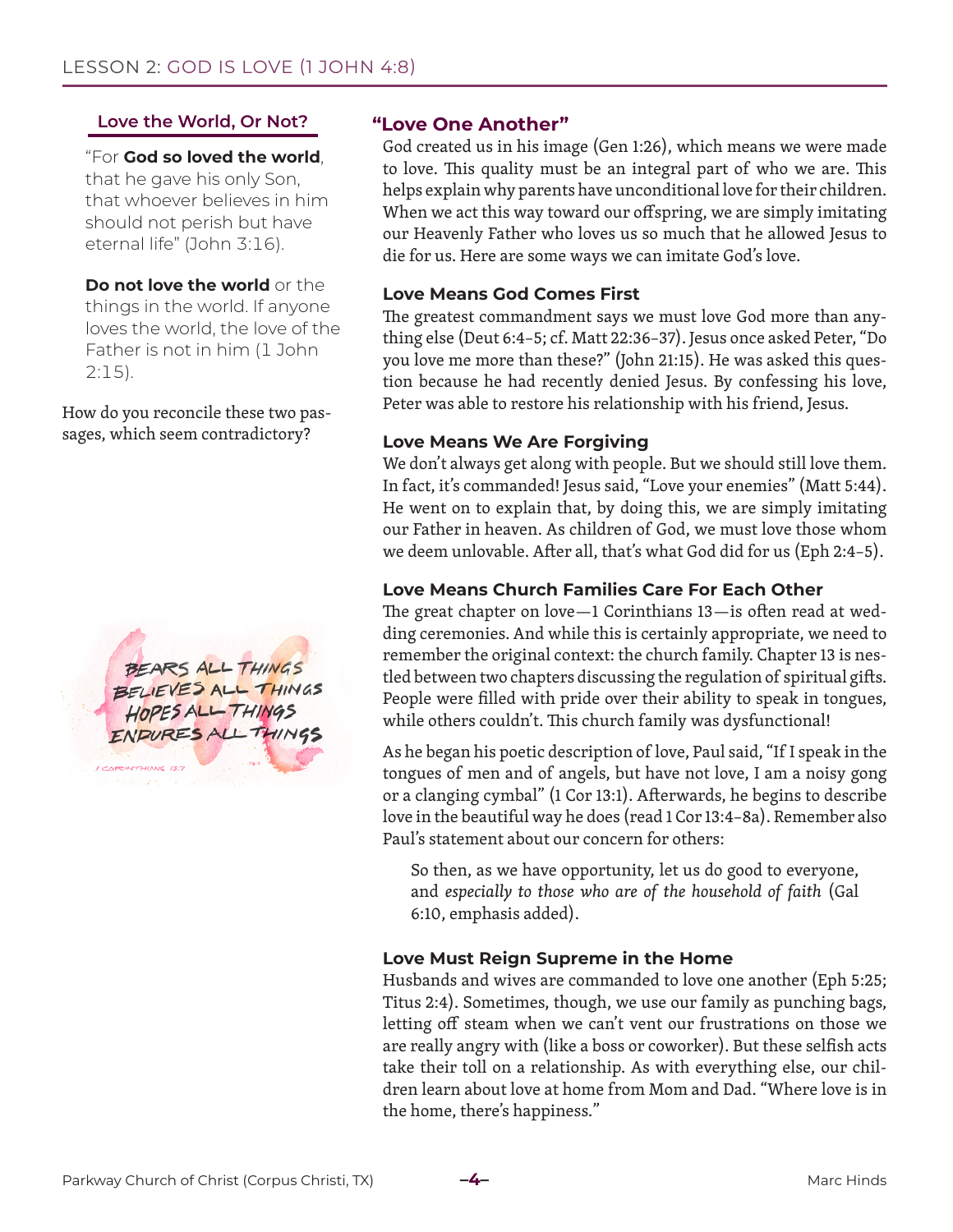LESSON 2: GOD IS LOVE (1 JOHN 4:8)

## Love the World, Or Not?

"For **God so loved the world**, that he gave his only Son, that whoever believes in him should not perish but have eternal life" (John 3:16).

**Do not love the world** or the things in the world. If anyone loves the world, the love of the Father is not in him (1 John 2:15).

How do you reconcile these two passages, which seem contradictory?

BEARS ALL THINGS
BELIEVES ALL THINGS
HOPES ALL THINGS
ENDURES ALL THINGS

1 CORINTHIANS 13:7

## "Love One Another"

God created us in his image (Gen 1:26), which means we were made to love. This quality must be an integral part of who we are. This helps explain why parents have unconditional love for their children. When we act this way toward our offspring, we are simply imitating our Heavenly Father who loves us so much that he allowed Jesus to die for us. Here are some ways we can imitate God's love.

### Love Means God Comes First

The greatest commandment says we must love God more than anything else (Deut 6:4–5; cf. Matt 22:36–37). Jesus once asked Peter, "Do you love me more than these?" (John 21:15). He was asked this question because he had recently denied Jesus. By confessing his love, Peter was able to restore his relationship with his friend, Jesus.

### Love Means We Are Forgiving

We don't always get along with people. But we should still love them. In fact, it's commanded! Jesus said, "Love your enemies" (Matt 5:44). He went on to explain that, by doing this, we are simply imitating our Father in heaven. As children of God, we must love those whom we deem unlovable. After all, that's what God did for us (Eph 2:4–5).

### Love Means Church Families Care For Each Other

The great chapter on love—1 Corinthians 13—is often read at wedding ceremonies. And while this is certainly appropriate, we need to remember the original context: the church family. Chapter 13 is nestled between two chapters discussing the regulation of spiritual gifts. People were filled with pride over their ability to speak in tongues, while others couldn't. This church family was dysfunctional!

As he began his poetic description of love, Paul said, "If I speak in the tongues of men and of angels, but have not love, I am a noisy gong or a clanging cymbal" (1 Cor 13:1). Afterwards, he begins to describe love in the beautiful way he does (read 1 Cor 13:4–8a). Remember also Paul's statement about our concern for others:

> So then, as we have opportunity, let us do good to everyone, and *especially to those who are of the household of faith* (Gal 6:10, emphasis added).

### Love Must Reign Supreme in the Home

Husbands and wives are commanded to love one another (Eph 5:25; Titus 2:4). Sometimes, though, we use our family as punching bags, letting off steam when we can't vent our frustrations on those we are really angry with (like a boss or coworker). But these selfish acts take their toll on a relationship. As with everything else, our children learn about love at home from Mom and Dad. "Where love is in the home, there's happiness."